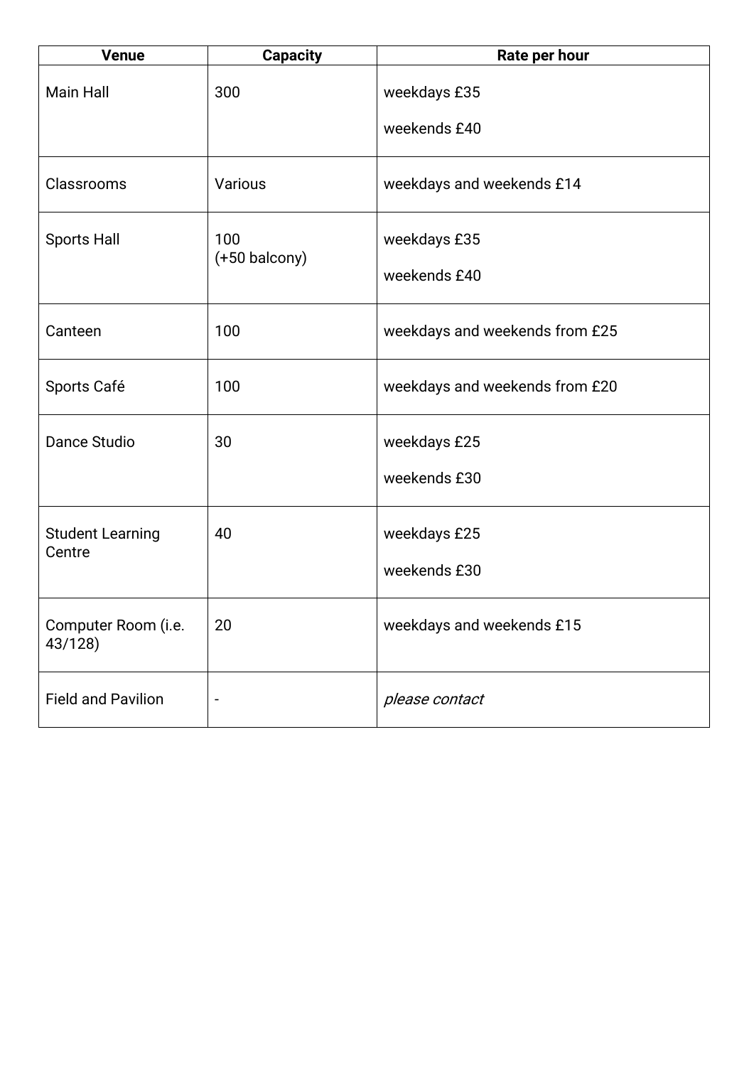| Venue | Capacity | Rate per hour |
|---|---|---|
| Main Hall | 300 | weekdays £35<br>weekends £40 |
| Classrooms | Various | weekdays and weekends £14 |
| Sports Hall | 100<br>(+50 balcony) | weekdays £35<br>weekends £40 |
| Canteen | 100 | weekdays and weekends from £25 |
| Sports Café | 100 | weekdays and weekends from £20 |
| Dance Studio | 30 | weekdays £25<br>weekends £30 |
| Student Learning Centre | 40 | weekdays £25<br>weekends £30 |
| Computer Room (i.e. 43/128) | 20 | weekdays and weekends £15 |
| Field and Pavilion | - | *please contact* |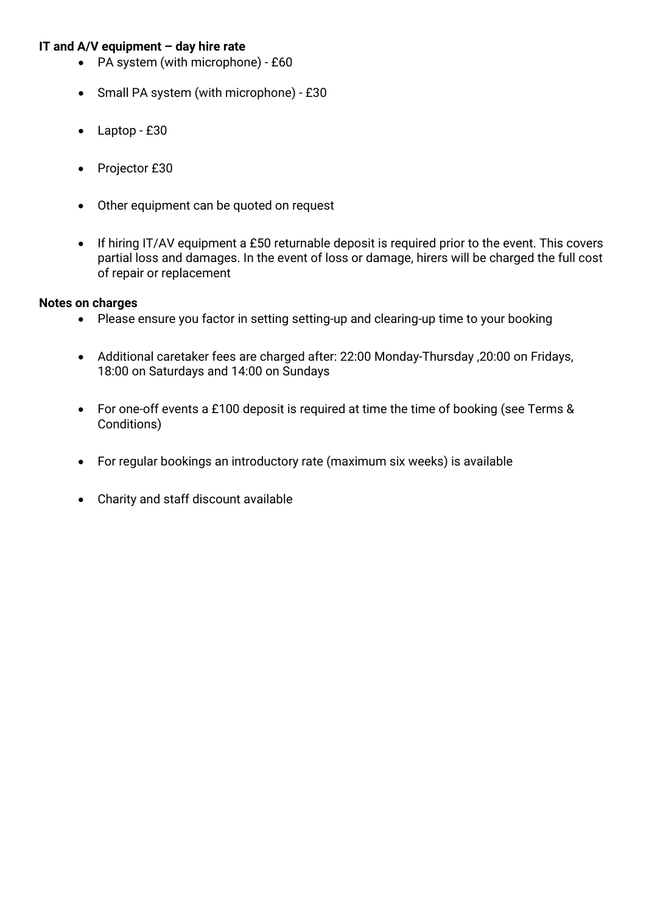**IT and A/V equipment – day hire rate**

- PA system (with microphone) - £60
- Small PA system (with microphone) - £30
- Laptop - £30
- Projector £30
- Other equipment can be quoted on request
- If hiring IT/AV equipment a £50 returnable deposit is required prior to the event. This covers partial loss and damages. In the event of loss or damage, hirers will be charged the full cost of repair or replacement

**Notes on charges**

- Please ensure you factor in setting setting-up and clearing-up time to your booking
- Additional caretaker fees are charged after: 22:00 Monday-Thursday ,20:00 on Fridays, 18:00 on Saturdays and 14:00 on Sundays
- For one-off events a £100 deposit is required at time the time of booking (see Terms & Conditions)
- For regular bookings an introductory rate (maximum six weeks) is available
- Charity and staff discount available